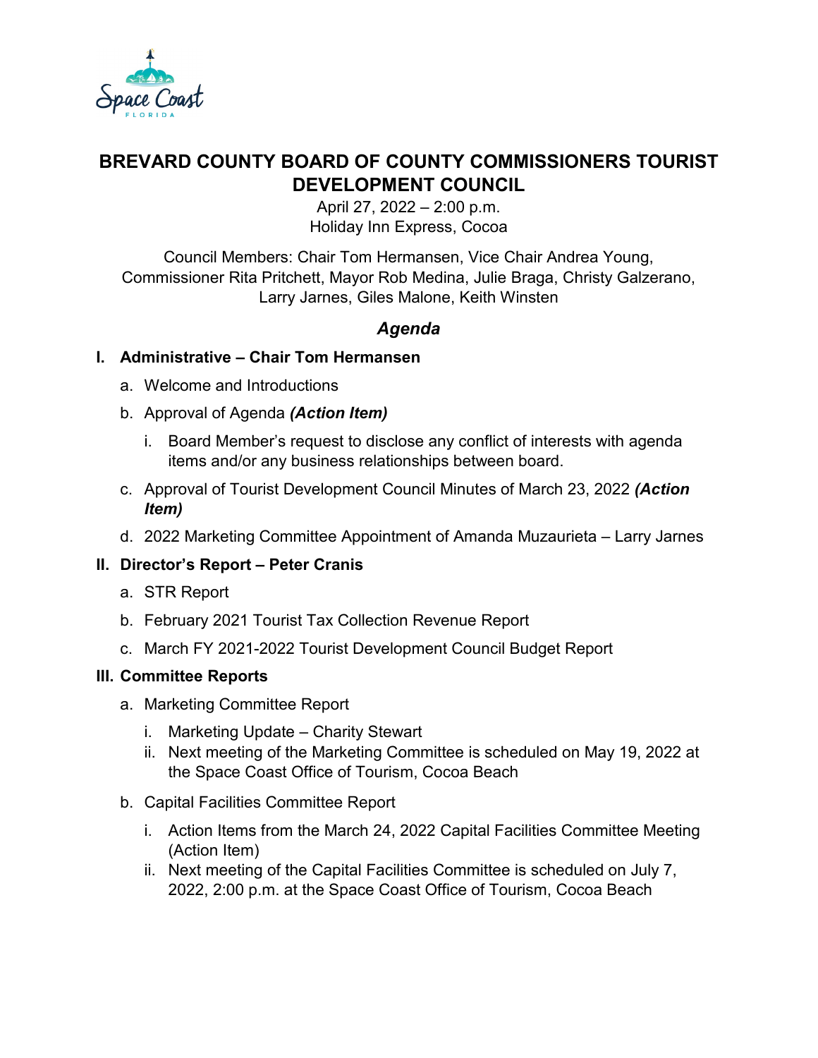# BREVARD COUNTY BOARD OF COUNTY COMMISSIONERS TOURIST DEVELOPMENT COUNCIL

April 27, 2022 – 2:00 p.m.
Holiday Inn Express, Cocoa

Council Members: Chair Tom Hermansen, Vice Chair Andrea Young, Commissioner Rita Pritchett, Mayor Rob Medina, Julie Braga, Christy Galzerano, Larry Jarnes, Giles Malone, Keith Winsten

## *Agenda*

**I. Administrative – Chair Tom Hermansen**

a. Welcome and Introductions

b. Approval of Agenda ***(Action Item)***

  i. Board Member's request to disclose any conflict of interests with agenda items and/or any business relationships between board.

c. Approval of Tourist Development Council Minutes of March 23, 2022 ***(Action Item)***

d. 2022 Marketing Committee Appointment of Amanda Muzaurieta – Larry Jarnes

**II. Director's Report – Peter Cranis**

a. STR Report

b. February 2021 Tourist Tax Collection Revenue Report

c. March FY 2021-2022 Tourist Development Council Budget Report

**III. Committee Reports**

a. Marketing Committee Report

  i. Marketing Update – Charity Stewart

  ii. Next meeting of the Marketing Committee is scheduled on May 19, 2022 at the Space Coast Office of Tourism, Cocoa Beach

b. Capital Facilities Committee Report

  i. Action Items from the March 24, 2022 Capital Facilities Committee Meeting (Action Item)

  ii. Next meeting of the Capital Facilities Committee is scheduled on July 7, 2022, 2:00 p.m. at the Space Coast Office of Tourism, Cocoa Beach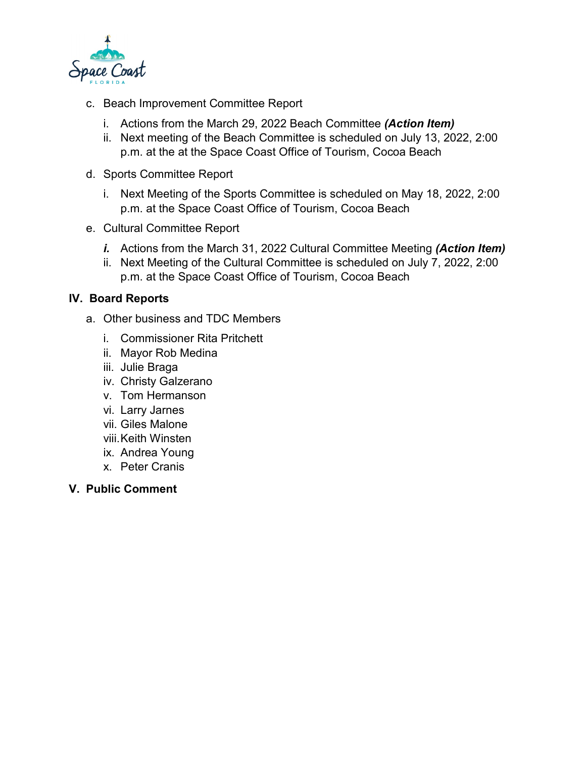c. Beach Improvement Committee Report

   i. Actions from the March 29, 2022 Beach Committee ***(Action Item)***

   ii. Next meeting of the Beach Committee is scheduled on July 13, 2022, 2:00 p.m. at the at the Space Coast Office of Tourism, Cocoa Beach

d. Sports Committee Report

   i. Next Meeting of the Sports Committee is scheduled on May 18, 2022, 2:00 p.m. at the Space Coast Office of Tourism, Cocoa Beach

e. Cultural Committee Report

   ***i.*** Actions from the March 31, 2022 Cultural Committee Meeting ***(Action Item)***

   ii. Next Meeting of the Cultural Committee is scheduled on July 7, 2022, 2:00 p.m. at the Space Coast Office of Tourism, Cocoa Beach

## IV. Board Reports

a. Other business and TDC Members

   i. Commissioner Rita Pritchett
   ii. Mayor Rob Medina
   iii. Julie Braga
   iv. Christy Galzerano
   v. Tom Hermanson
   vi. Larry Jarnes
   vii. Giles Malone
   viii. Keith Winsten
   ix. Andrea Young
   x. Peter Cranis

## V. Public Comment